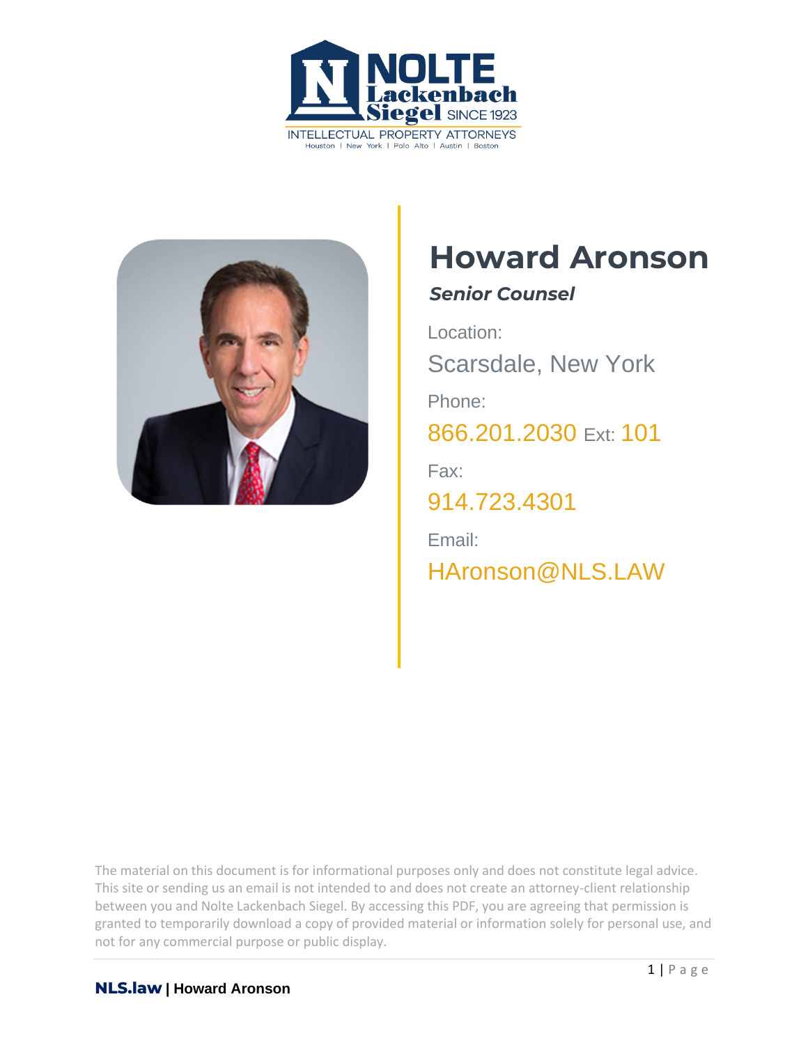# Howard Aronson

***Senior Counsel***

Location:

Scarsdale, New York

Phone:

866.201.2030 Ext: 101

Fax:

914.723.4301

Email:

HAronson@NLS.LAW

The material on this document is for informational purposes only and does not constitute legal advice. This site or sending us an email is not intended to and does not create an attorney-client relationship between you and Nolte Lackenbach Siegel. By accessing this PDF, you are agreeing that permission is granted to temporarily download a copy of provided material or information solely for personal use, and not for any commercial purpose or public display.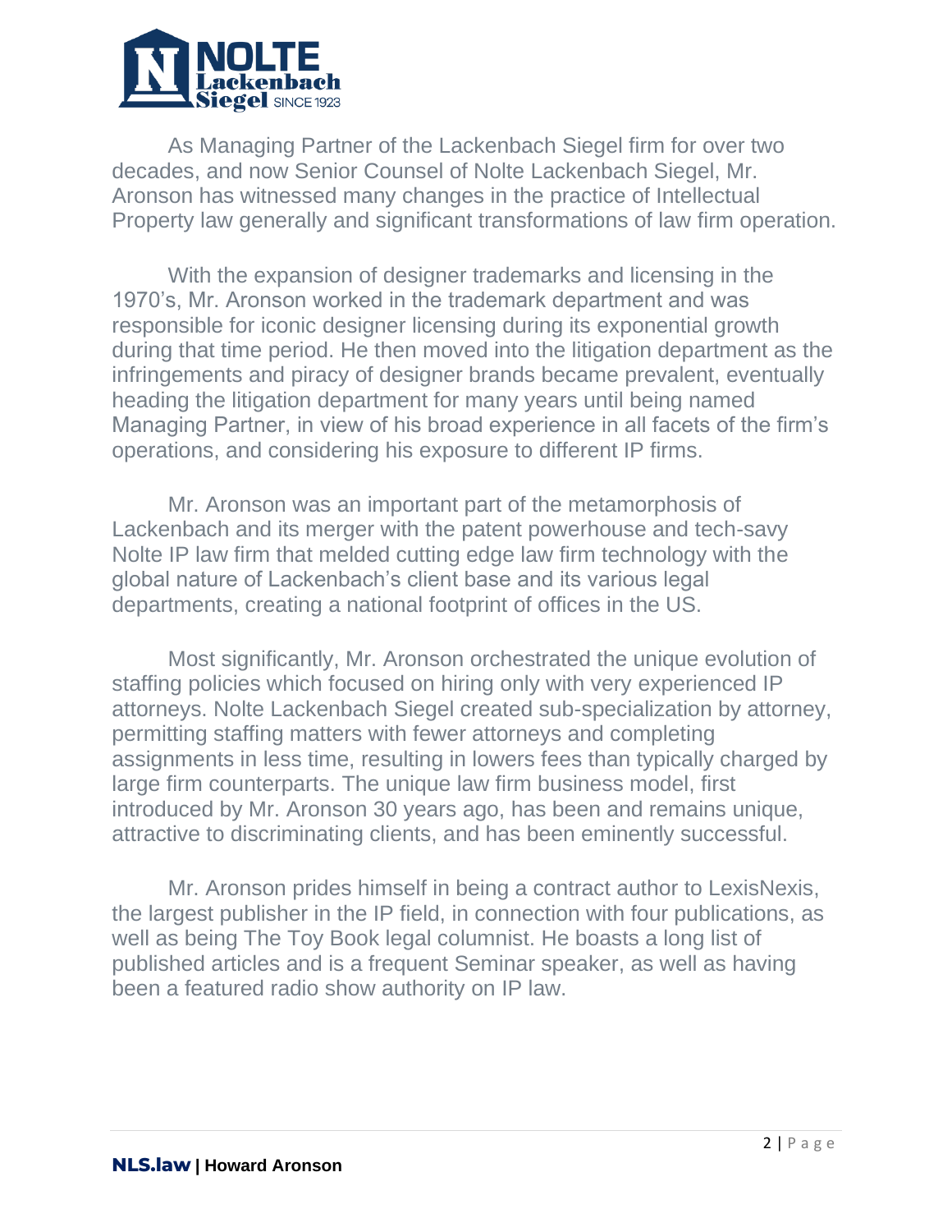As Managing Partner of the Lackenbach Siegel firm for over two decades, and now Senior Counsel of Nolte Lackenbach Siegel, Mr. Aronson has witnessed many changes in the practice of Intellectual Property law generally and significant transformations of law firm operation.

With the expansion of designer trademarks and licensing in the 1970's, Mr. Aronson worked in the trademark department and was responsible for iconic designer licensing during its exponential growth during that time period. He then moved into the litigation department as the infringements and piracy of designer brands became prevalent, eventually heading the litigation department for many years until being named Managing Partner, in view of his broad experience in all facets of the firm's operations, and considering his exposure to different IP firms.

Mr. Aronson was an important part of the metamorphosis of Lackenbach and its merger with the patent powerhouse and tech-savy Nolte IP law firm that melded cutting edge law firm technology with the global nature of Lackenbach's client base and its various legal departments, creating a national footprint of offices in the US.

Most significantly, Mr. Aronson orchestrated the unique evolution of staffing policies which focused on hiring only with very experienced IP attorneys. Nolte Lackenbach Siegel created sub-specialization by attorney, permitting staffing matters with fewer attorneys and completing assignments in less time, resulting in lowers fees than typically charged by large firm counterparts. The unique law firm business model, first introduced by Mr. Aronson 30 years ago, has been and remains unique, attractive to discriminating clients, and has been eminently successful.

Mr. Aronson prides himself in being a contract author to LexisNexis, the largest publisher in the IP field, in connection with four publications, as well as being The Toy Book legal columnist. He boasts a long list of published articles and is a frequent Seminar speaker, as well as having been a featured radio show authority on IP law.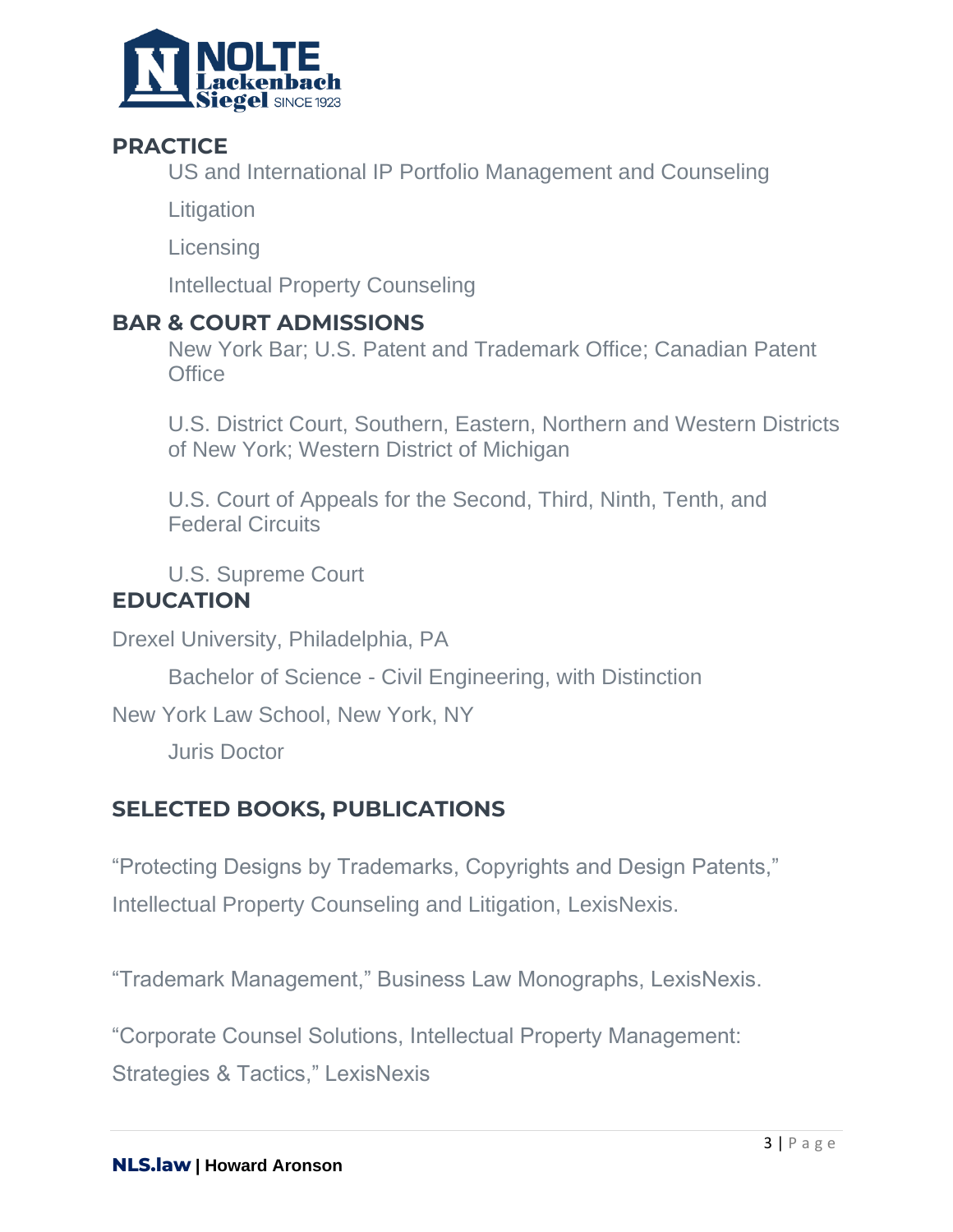## PRACTICE

US and International IP Portfolio Management and Counseling

Litigation

Licensing

Intellectual Property Counseling

## BAR & COURT ADMISSIONS

New York Bar; U.S. Patent and Trademark Office; Canadian Patent Office

U.S. District Court, Southern, Eastern, Northern and Western Districts of New York; Western District of Michigan

U.S. Court of Appeals for the Second, Third, Ninth, Tenth, and Federal Circuits

U.S. Supreme Court

## EDUCATION

Drexel University, Philadelphia, PA

Bachelor of Science - Civil Engineering, with Distinction

New York Law School, New York, NY

Juris Doctor

## SELECTED BOOKS, PUBLICATIONS

"Protecting Designs by Trademarks, Copyrights and Design Patents," Intellectual Property Counseling and Litigation, LexisNexis.

"Trademark Management," Business Law Monographs, LexisNexis.

"Corporate Counsel Solutions, Intellectual Property Management: Strategies & Tactics," LexisNexis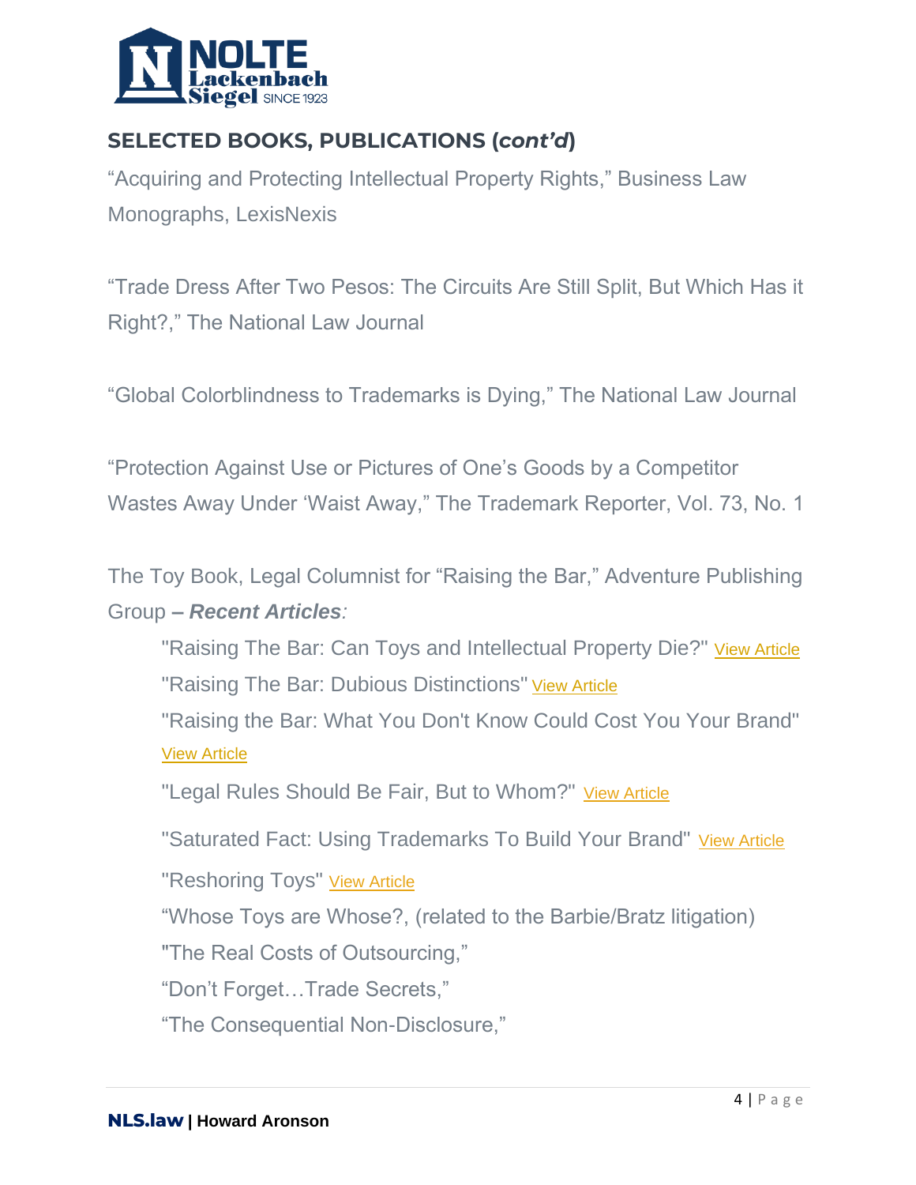## SELECTED BOOKS, PUBLICATIONS (*cont'd*)

"Acquiring and Protecting Intellectual Property Rights," Business Law Monographs, LexisNexis

"Trade Dress After Two Pesos: The Circuits Are Still Split, But Which Has it Right?," The National Law Journal

"Global Colorblindness to Trademarks is Dying," The National Law Journal

"Protection Against Use or Pictures of One's Goods by a Competitor Wastes Away Under 'Waist Away," The Trademark Reporter, Vol. 73, No. 1

The Toy Book, Legal Columnist for "Raising the Bar," Adventure Publishing Group ***– Recent Articles:***

- "Raising The Bar: Can Toys and Intellectual Property Die?" View Article
- "Raising The Bar: Dubious Distinctions" View Article
- "Raising the Bar: What You Don't Know Could Cost You Your Brand" View Article
- "Legal Rules Should Be Fair, But to Whom?" View Article
- "Saturated Fact: Using Trademarks To Build Your Brand" View Article
- "Reshoring Toys" View Article
- "Whose Toys are Whose?, (related to the Barbie/Bratz litigation)
- "The Real Costs of Outsourcing,"
- "Don't Forget…Trade Secrets,"
- "The Consequential Non-Disclosure,"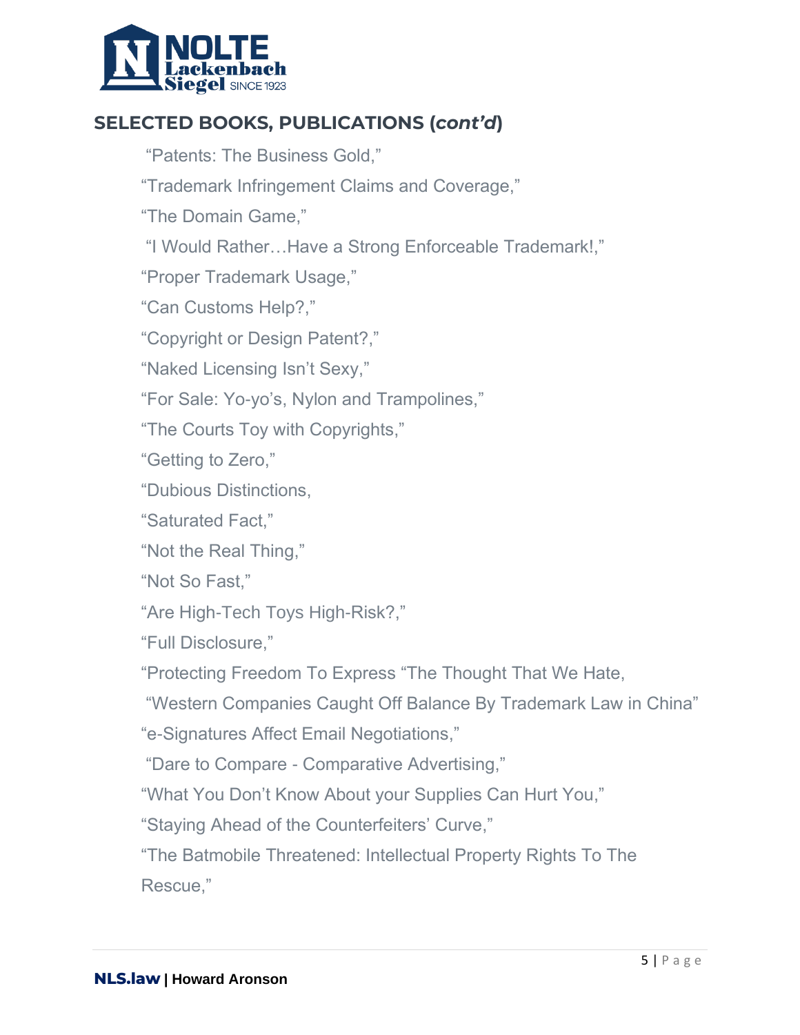## SELECTED BOOKS, PUBLICATIONS (*cont'd*)

"Patents: The Business Gold,"

"Trademark Infringement Claims and Coverage,"

"The Domain Game,"

"I Would Rather…Have a Strong Enforceable Trademark!,"

"Proper Trademark Usage,"

"Can Customs Help?,"

"Copyright or Design Patent?,"

"Naked Licensing Isn't Sexy,"

"For Sale: Yo-yo's, Nylon and Trampolines,"

"The Courts Toy with Copyrights,"

"Getting to Zero,"

"Dubious Distinctions,

"Saturated Fact,"

"Not the Real Thing,"

"Not So Fast,"

"Are High-Tech Toys High-Risk?,"

"Full Disclosure,"

"Protecting Freedom To Express "The Thought That We Hate,

"Western Companies Caught Off Balance By Trademark Law in China"

"e-Signatures Affect Email Negotiations,"

"Dare to Compare - Comparative Advertising,"

"What You Don't Know About your Supplies Can Hurt You,"

"Staying Ahead of the Counterfeiters' Curve,"

"The Batmobile Threatened: Intellectual Property Rights To The Rescue,"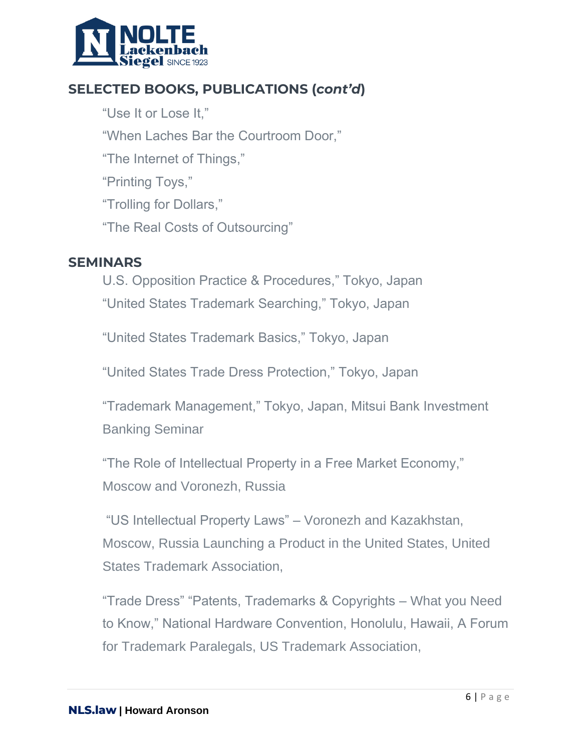## SELECTED BOOKS, PUBLICATIONS (*cont'd*)

"Use It or Lose It,"

"When Laches Bar the Courtroom Door,"

"The Internet of Things,"

"Printing Toys,"

"Trolling for Dollars,"

"The Real Costs of Outsourcing"

## SEMINARS

U.S. Opposition Practice & Procedures," Tokyo, Japan

"United States Trademark Searching," Tokyo, Japan

"United States Trademark Basics," Tokyo, Japan

"United States Trade Dress Protection," Tokyo, Japan

"Trademark Management," Tokyo, Japan, Mitsui Bank Investment Banking Seminar

"The Role of Intellectual Property in a Free Market Economy," Moscow and Voronezh, Russia

"US Intellectual Property Laws" – Voronezh and Kazakhstan, Moscow, Russia Launching a Product in the United States, United States Trademark Association,

"Trade Dress" "Patents, Trademarks & Copyrights – What you Need to Know," National Hardware Convention, Honolulu, Hawaii, A Forum for Trademark Paralegals, US Trademark Association,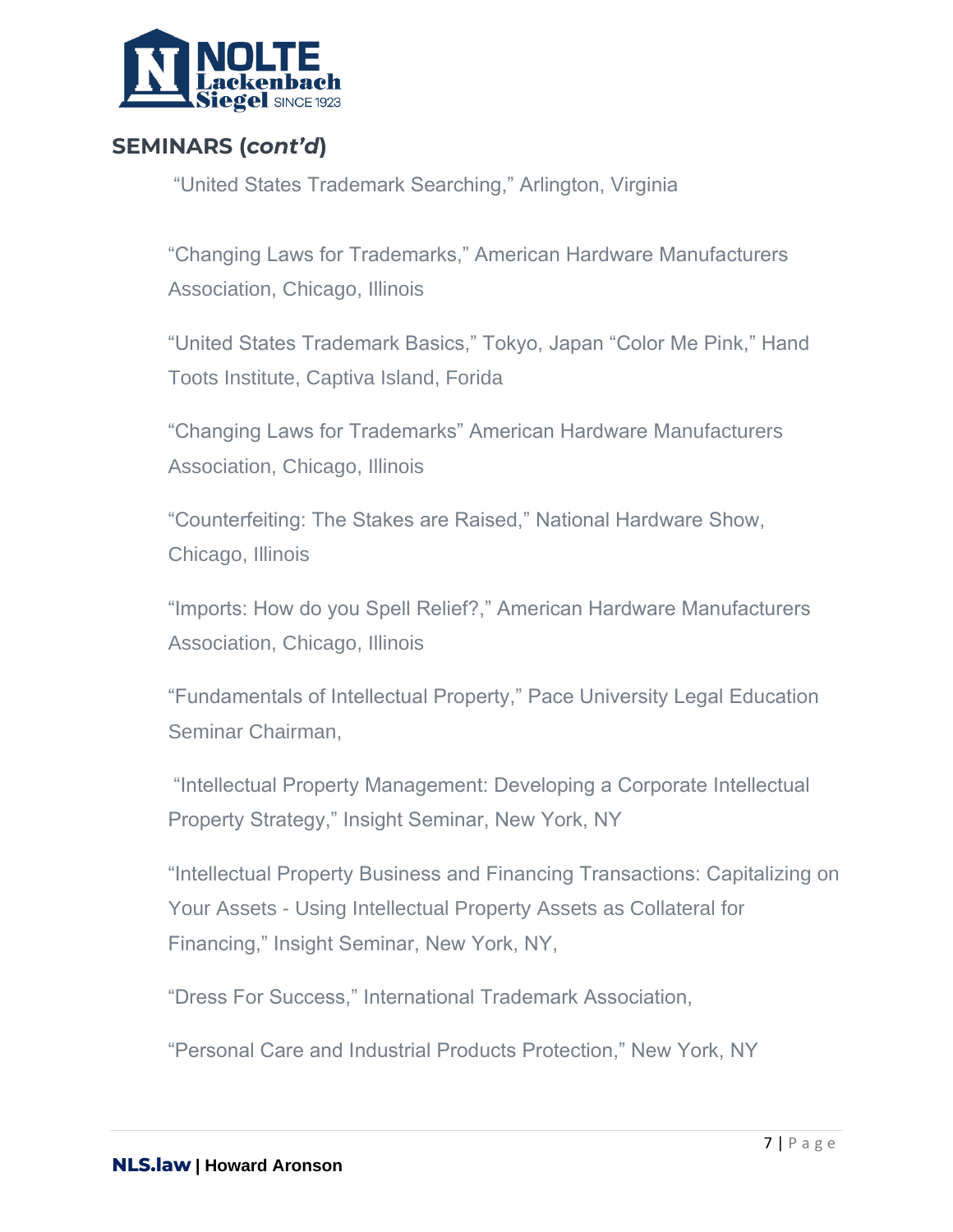## SEMINARS (*cont'd*)

"United States Trademark Searching," Arlington, Virginia

"Changing Laws for Trademarks," American Hardware Manufacturers Association, Chicago, Illinois

"United States Trademark Basics," Tokyo, Japan "Color Me Pink," Hand Toots Institute, Captiva Island, Forida

"Changing Laws for Trademarks" American Hardware Manufacturers Association, Chicago, Illinois

"Counterfeiting: The Stakes are Raised," National Hardware Show, Chicago, Illinois

"Imports: How do you Spell Relief?," American Hardware Manufacturers Association, Chicago, Illinois

"Fundamentals of Intellectual Property," Pace University Legal Education Seminar Chairman,

"Intellectual Property Management: Developing a Corporate Intellectual Property Strategy," Insight Seminar, New York, NY

"Intellectual Property Business and Financing Transactions: Capitalizing on Your Assets - Using Intellectual Property Assets as Collateral for Financing," Insight Seminar, New York, NY,

"Dress For Success," International Trademark Association,

"Personal Care and Industrial Products Protection," New York, NY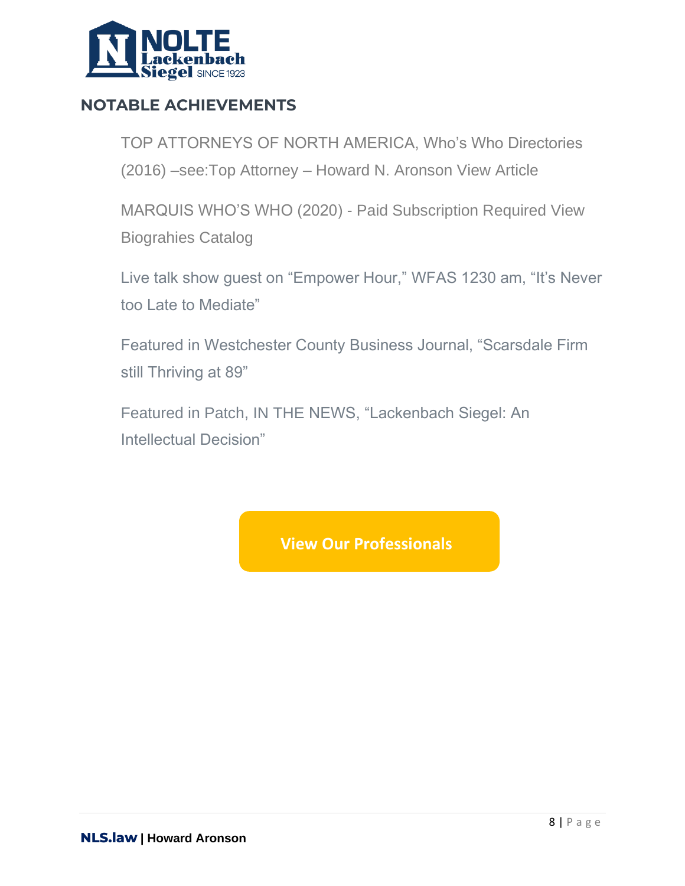## NOTABLE ACHIEVEMENTS

TOP ATTORNEYS OF NORTH AMERICA, Who's Who Directories (2016) –see:Top Attorney – Howard N. Aronson View Article

MARQUIS WHO'S WHO (2020) - Paid Subscription Required View Biograhies Catalog

Live talk show guest on "Empower Hour," WFAS 1230 am, "It's Never too Late to Mediate"

Featured in Westchester County Business Journal, "Scarsdale Firm still Thriving at 89"

Featured in Patch, IN THE NEWS, "Lackenbach Siegel: An Intellectual Decision"

**View Our Professionals**